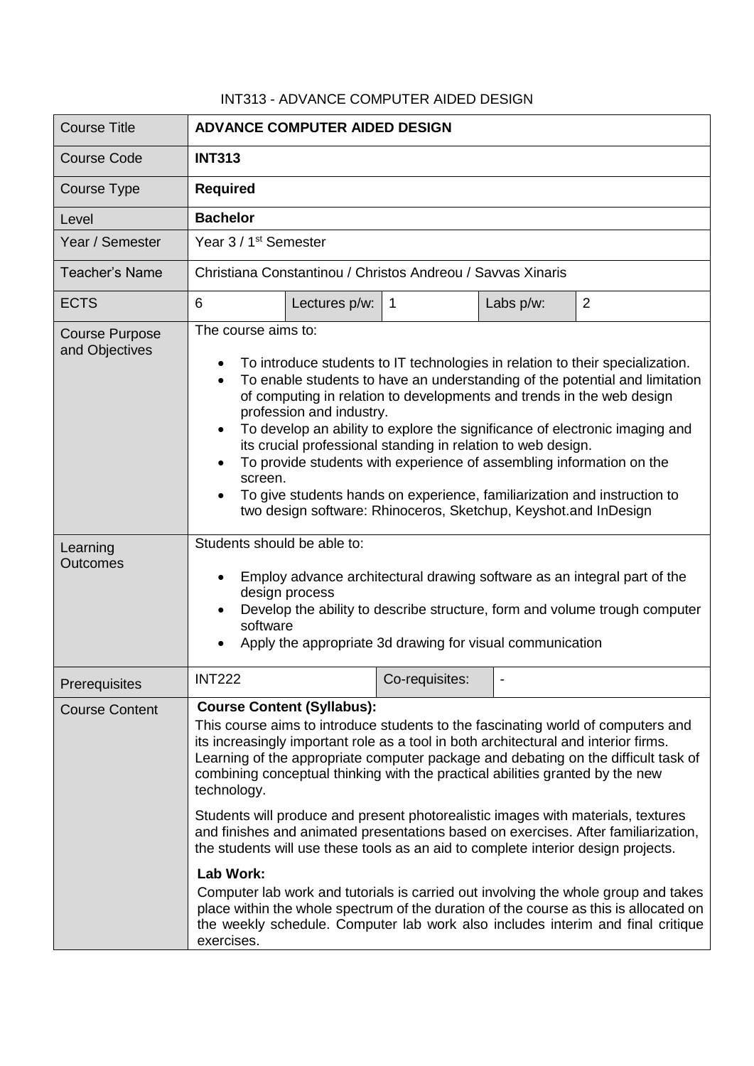INT313 - ADVANCE COMPUTER AIDED DESIGN

| Course Title | **ADVANCE COMPUTER AIDED DESIGN** | | | | |
|---|---|---|---|---|---|
| Course Code | **INT313** | | | | |
| Course Type | **Required** | | | | |
| Level | **Bachelor** | | | | |
| Year / Semester | Year 3 / 1st Semester | | | | |
| Teacher's Name | Christiana Constantinou / Christos Andreou / Savvas Xinaris | | | | |
| ECTS | 6 | Lectures p/w: | 1 | Labs p/w: | 2 |
| Course Purpose and Objectives | The course aims to:<br><br>• To introduce students to IT technologies in relation to their specialization.<br>• To enable students to have an understanding of the potential and limitation of computing in relation to developments and trends in the web design profession and industry.<br>• To develop an ability to explore the significance of electronic imaging and its crucial professional standing in relation to web design.<br>• To provide students with experience of assembling information on the screen.<br>• To give students hands on experience, familiarization and instruction to two design software: Rhinoceros, Sketchup, Keyshot.and InDesign | | | | |
| Learning Outcomes | Students should be able to:<br><br>• Employ advance architectural drawing software as an integral part of the design process<br>• Develop the ability to describe structure, form and volume trough computer software<br>• Apply the appropriate 3d drawing for visual communication | | | | |
| Prerequisites | INT222 | | Co-requisites: | - | |
| Course Content | **Course Content (Syllabus):**<br>This course aims to introduce students to the fascinating world of computers and its increasingly important role as a tool in both architectural and interior firms. Learning of the appropriate computer package and debating on the difficult task of combining conceptual thinking with the practical abilities granted by the new technology.<br><br>Students will produce and present photorealistic images with materials, textures and finishes and animated presentations based on exercises. After familiarization, the students will use these tools as an aid to complete interior design projects.<br><br>**Lab Work:**<br>Computer lab work and tutorials is carried out involving the whole group and takes place within the whole spectrum of the duration of the course as this is allocated on the weekly schedule. Computer lab work also includes interim and final critique exercises. | | | | |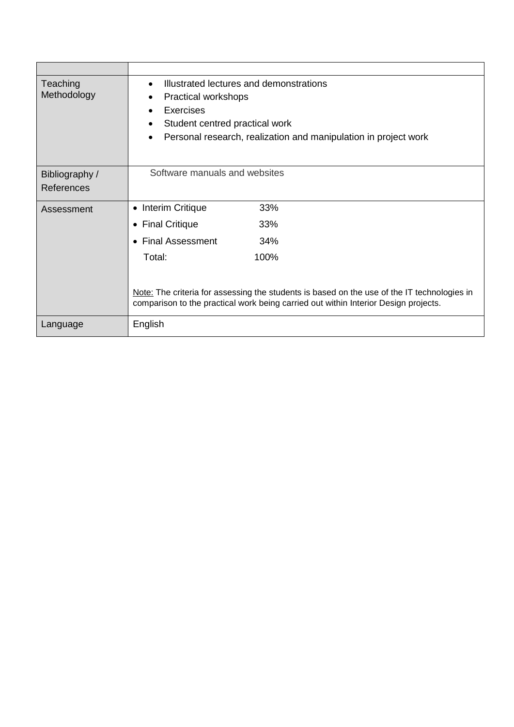| | |
|---|---|
| Teaching Methodology | • Illustrated lectures and demonstrations<br>• Practical workshops<br>• Exercises<br>• Student centred practical work<br>• Personal research, realization and manipulation in project work |
| Bibliography / References | Software manuals and websites |
| Assessment | • Interim Critique 33%<br>• Final Critique 33%<br>• Final Assessment 34%<br>Total: 100%<br><br>Note: The criteria for assessing the students is based on the use of the IT technologies in comparison to the practical work being carried out within Interior Design projects. |
| Language | English |